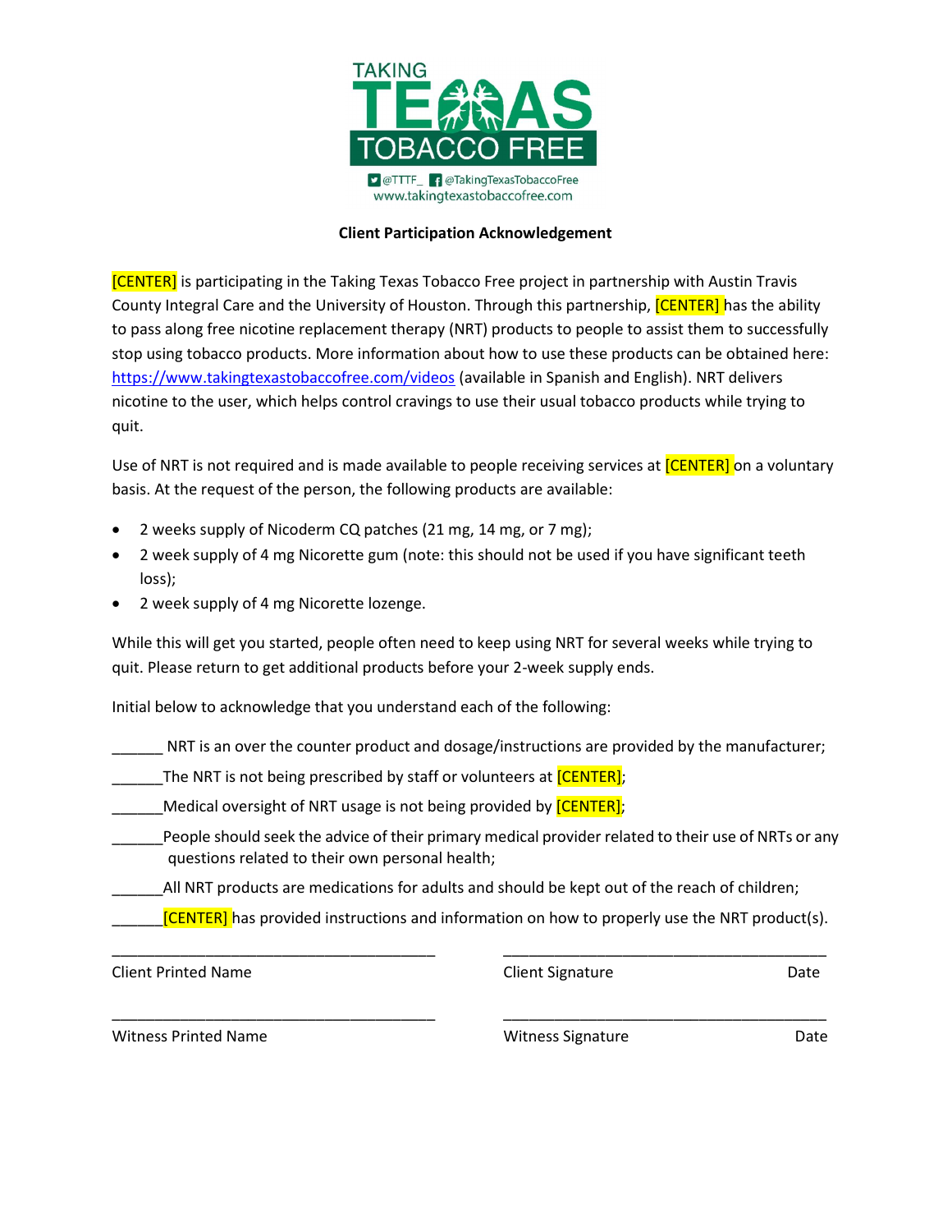TAKING TEXAS TOBACCO FREE

@TTTF_ @TakingTexasTobaccoFree
www.takingtexastobaccofree.com

**Client Participation Acknowledgement**

[CENTER] is participating in the Taking Texas Tobacco Free project in partnership with Austin Travis County Integral Care and the University of Houston. Through this partnership, [CENTER] has the ability to pass along free nicotine replacement therapy (NRT) products to people to assist them to successfully stop using tobacco products. More information about how to use these products can be obtained here: https://www.takingtexastobaccofree.com/videos (available in Spanish and English). NRT delivers nicotine to the user, which helps control cravings to use their usual tobacco products while trying to quit.

Use of NRT is not required and is made available to people receiving services at [CENTER] on a voluntary basis. At the request of the person, the following products are available:

- 2 weeks supply of Nicoderm CQ patches (21 mg, 14 mg, or 7 mg);
- 2 week supply of 4 mg Nicorette gum (note: this should not be used if you have significant teeth loss);
- 2 week supply of 4 mg Nicorette lozenge.

While this will get you started, people often need to keep using NRT for several weeks while trying to quit. Please return to get additional products before your 2-week supply ends.

Initial below to acknowledge that you understand each of the following:

______ NRT is an over the counter product and dosage/instructions are provided by the manufacturer;

______The NRT is not being prescribed by staff or volunteers at [CENTER];

______Medical oversight of NRT usage is not being provided by [CENTER];

______People should seek the advice of their primary medical provider related to their use of NRTs or any questions related to their own personal health;

______All NRT products are medications for adults and should be kept out of the reach of children;

______[CENTER] has provided instructions and information on how to properly use the NRT product(s).

________________________________________ ________________________________________
Client Printed Name Client Signature Date

________________________________________ ________________________________________
Witness Printed Name Witness Signature Date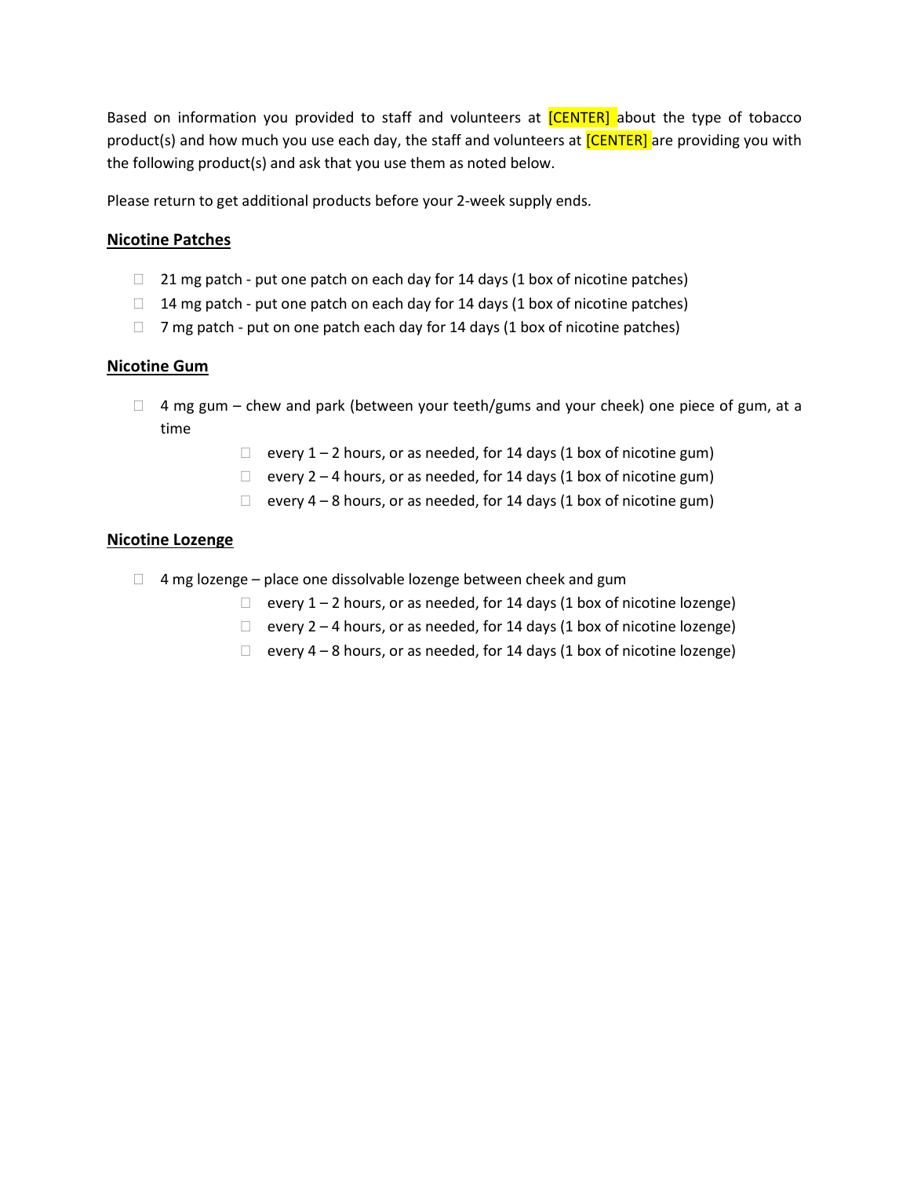Based on information you provided to staff and volunteers at [CENTER] about the type of tobacco product(s) and how much you use each day, the staff and volunteers at [CENTER] are providing you with the following product(s) and ask that you use them as noted below.

Please return to get additional products before your 2-week supply ends.

**Nicotine Patches**

- ☐ 21 mg patch - put one patch on each day for 14 days (1 box of nicotine patches)
- ☐ 14 mg patch - put one patch on each day for 14 days (1 box of nicotine patches)
- ☐ 7 mg patch - put on one patch each day for 14 days (1 box of nicotine patches)

**Nicotine Gum**

- ☐ 4 mg gum – chew and park (between your teeth/gums and your cheek) one piece of gum, at a time
  - ☐ every 1 – 2 hours, or as needed, for 14 days (1 box of nicotine gum)
  - ☐ every 2 – 4 hours, or as needed, for 14 days (1 box of nicotine gum)
  - ☐ every 4 – 8 hours, or as needed, for 14 days (1 box of nicotine gum)

**Nicotine Lozenge**

- ☐ 4 mg lozenge – place one dissolvable lozenge between cheek and gum
  - ☐ every 1 – 2 hours, or as needed, for 14 days (1 box of nicotine lozenge)
  - ☐ every 2 – 4 hours, or as needed, for 14 days (1 box of nicotine lozenge)
  - ☐ every 4 – 8 hours, or as needed, for 14 days (1 box of nicotine lozenge)